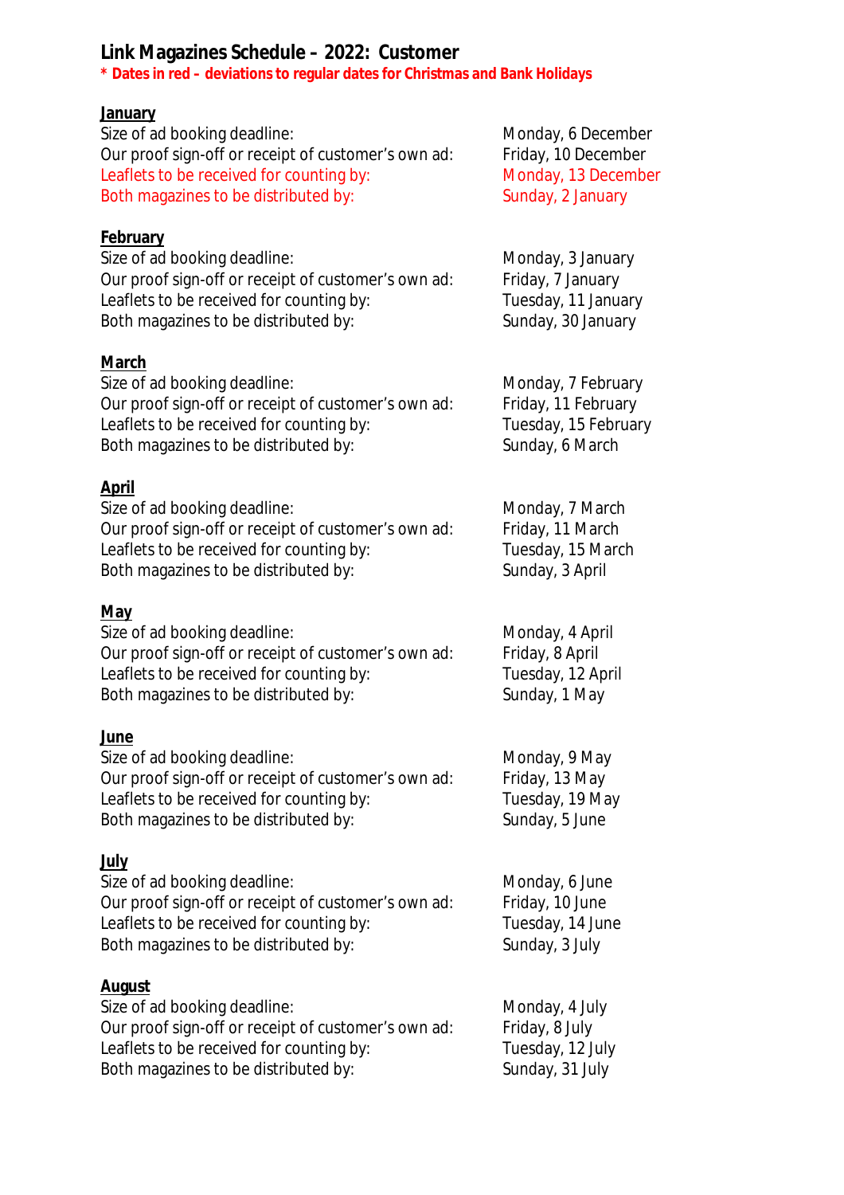# Link Magazines Schedule – 2022: Customer

**\* Dates in red – deviations to regular dates for Christmas and Bank Holidays**

**January**

| | |
|---|---|
| Size of ad booking deadline: | Monday, 6 December |
| Our proof sign-off or receipt of customer's own ad: | Friday, 10 December |
| Leaflets to be received for counting by: | Monday, 13 December |
| Both magazines to be distributed by: | Sunday, 2 January |

**February**

| | |
|---|---|
| Size of ad booking deadline: | Monday, 3 January |
| Our proof sign-off or receipt of customer's own ad: | Friday, 7 January |
| Leaflets to be received for counting by: | Tuesday, 11 January |
| Both magazines to be distributed by: | Sunday, 30 January |

**March**

| | |
|---|---|
| Size of ad booking deadline: | Monday, 7 February |
| Our proof sign-off or receipt of customer's own ad: | Friday, 11 February |
| Leaflets to be received for counting by: | Tuesday, 15 February |
| Both magazines to be distributed by: | Sunday, 6 March |

**April**

| | |
|---|---|
| Size of ad booking deadline: | Monday, 7 March |
| Our proof sign-off or receipt of customer's own ad: | Friday, 11 March |
| Leaflets to be received for counting by: | Tuesday, 15 March |
| Both magazines to be distributed by: | Sunday, 3 April |

**May**

| | |
|---|---|
| Size of ad booking deadline: | Monday, 4 April |
| Our proof sign-off or receipt of customer's own ad: | Friday, 8 April |
| Leaflets to be received for counting by: | Tuesday, 12 April |
| Both magazines to be distributed by: | Sunday, 1 May |

**June**

| | |
|---|---|
| Size of ad booking deadline: | Monday, 9 May |
| Our proof sign-off or receipt of customer's own ad: | Friday, 13 May |
| Leaflets to be received for counting by: | Tuesday, 19 May |
| Both magazines to be distributed by: | Sunday, 5 June |

**July**

| | |
|---|---|
| Size of ad booking deadline: | Monday, 6 June |
| Our proof sign-off or receipt of customer's own ad: | Friday, 10 June |
| Leaflets to be received for counting by: | Tuesday, 14 June |
| Both magazines to be distributed by: | Sunday, 3 July |

**August**

| | |
|---|---|
| Size of ad booking deadline: | Monday, 4 July |
| Our proof sign-off or receipt of customer's own ad: | Friday, 8 July |
| Leaflets to be received for counting by: | Tuesday, 12 July |
| Both magazines to be distributed by: | Sunday, 31 July |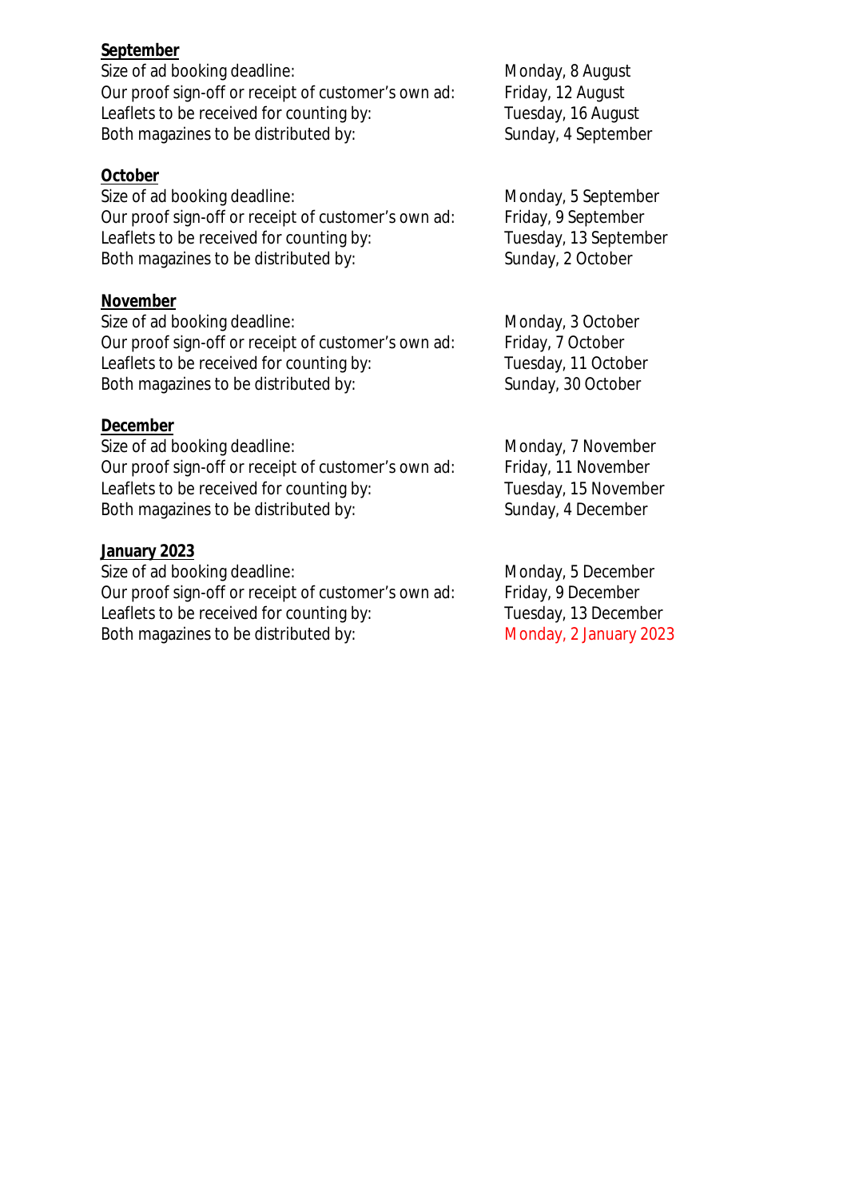**<u>September</u>**

| | |
|---|---|
| Size of ad booking deadline: | Monday, 8 August |
| Our proof sign-off or receipt of customer’s own ad: | Friday, 12 August |
| Leaflets to be received for counting by: | Tuesday, 16 August |
| Both magazines to be distributed by: | Sunday, 4 September |

**<u>October</u>**

| | |
|---|---|
| Size of ad booking deadline: | Monday, 5 September |
| Our proof sign-off or receipt of customer’s own ad: | Friday, 9 September |
| Leaflets to be received for counting by: | Tuesday, 13 September |
| Both magazines to be distributed by: | Sunday, 2 October |

**<u>November</u>**

| | |
|---|---|
| Size of ad booking deadline: | Monday, 3 October |
| Our proof sign-off or receipt of customer’s own ad: | Friday, 7 October |
| Leaflets to be received for counting by: | Tuesday, 11 October |
| Both magazines to be distributed by: | Sunday, 30 October |

**<u>December</u>**

| | |
|---|---|
| Size of ad booking deadline: | Monday, 7 November |
| Our proof sign-off or receipt of customer’s own ad: | Friday, 11 November |
| Leaflets to be received for counting by: | Tuesday, 15 November |
| Both magazines to be distributed by: | Sunday, 4 December |

**<u>January 2023</u>**

| | |
|---|---|
| Size of ad booking deadline: | Monday, 5 December |
| Our proof sign-off or receipt of customer’s own ad: | Friday, 9 December |
| Leaflets to be received for counting by: | Tuesday, 13 December |
| Both magazines to be distributed by: | Monday, 2 January 2023 |